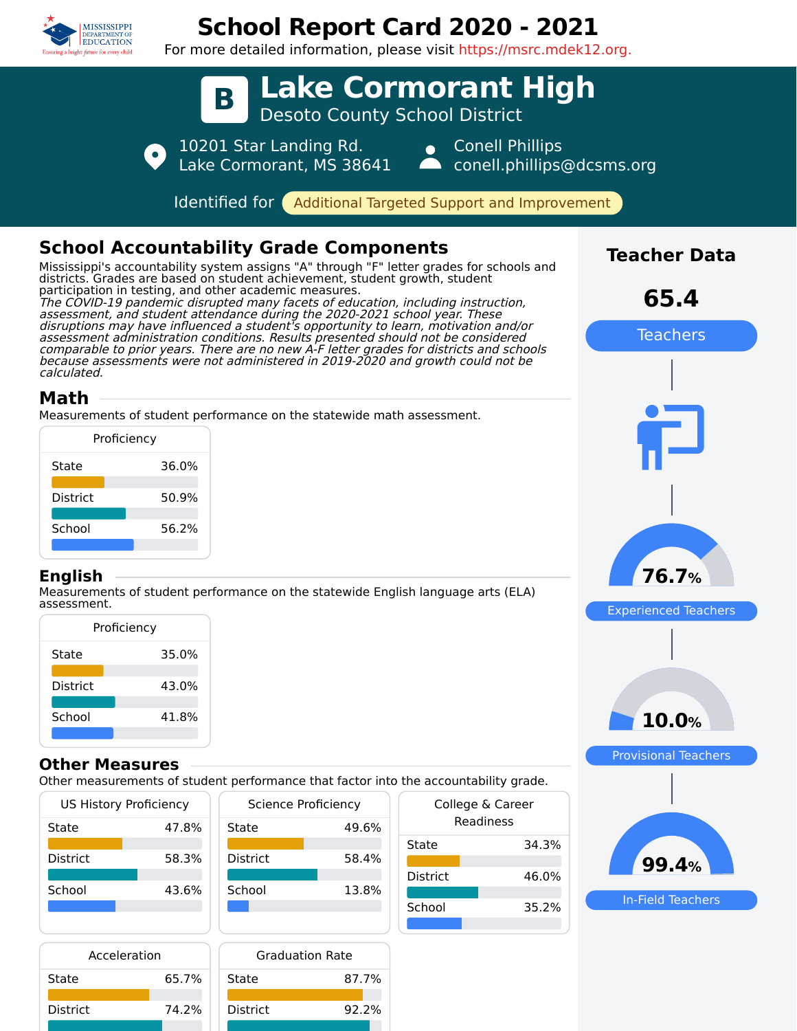# School Report Card 2020 - 2021

For more detailed information, please visit https://msrc.mdek12.org.

## B Lake Cormorant High

Desoto County School District

10201 Star Landing Rd.
Lake Cormorant, MS 38641

Conell Phillips
conell.phillips@dcsms.org

Identified for **Additional Targeted Support and Improvement**

## School Accountability Grade Components

Mississippi's accountability system assigns "A" through "F" letter grades for schools and districts. Grades are based on student achievement, student growth, student participation in testing, and other academic measures.

*The COVID-19 pandemic disrupted many facets of education, including instruction, assessment, and student attendance during the 2020-2021 school year. These disruptions may have influenced a student's opportunity to learn, motivation and/or assessment administration conditions. Results presented should not be considered comparable to prior years. There are no new A-F letter grades for districts and schools because assessments were not administered in 2019-2020 and growth could not be calculated.*

### Math

Measurements of student performance on the statewide math assessment.

| Proficiency | |
|---|---|
| State | 36.0% |
| District | 50.9% |
| School | 56.2% |

### English

Measurements of student performance on the statewide English language arts (ELA) assessment.

| Proficiency | |
|---|---|
| State | 35.0% |
| District | 43.0% |
| School | 41.8% |

### Other Measures

Other measurements of student performance that factor into the accountability grade.

| US History Proficiency | |
|---|---|
| State | 47.8% |
| District | 58.3% |
| School | 43.6% |

| Science Proficiency | |
|---|---|
| State | 49.6% |
| District | 58.4% |
| School | 13.8% |

| College & Career Readiness | |
|---|---|
| State | 34.3% |
| District | 46.0% |
| School | 35.2% |

| Acceleration | |
|---|---|
| State | 65.7% |
| District | 74.2% |

| Graduation Rate | |
|---|---|
| State | 87.7% |
| District | 92.2% |

## Teacher Data

**65.4** Teachers

**76.7%** Experienced Teachers

**10.0%** Provisional Teachers

**99.4%** In-Field Teachers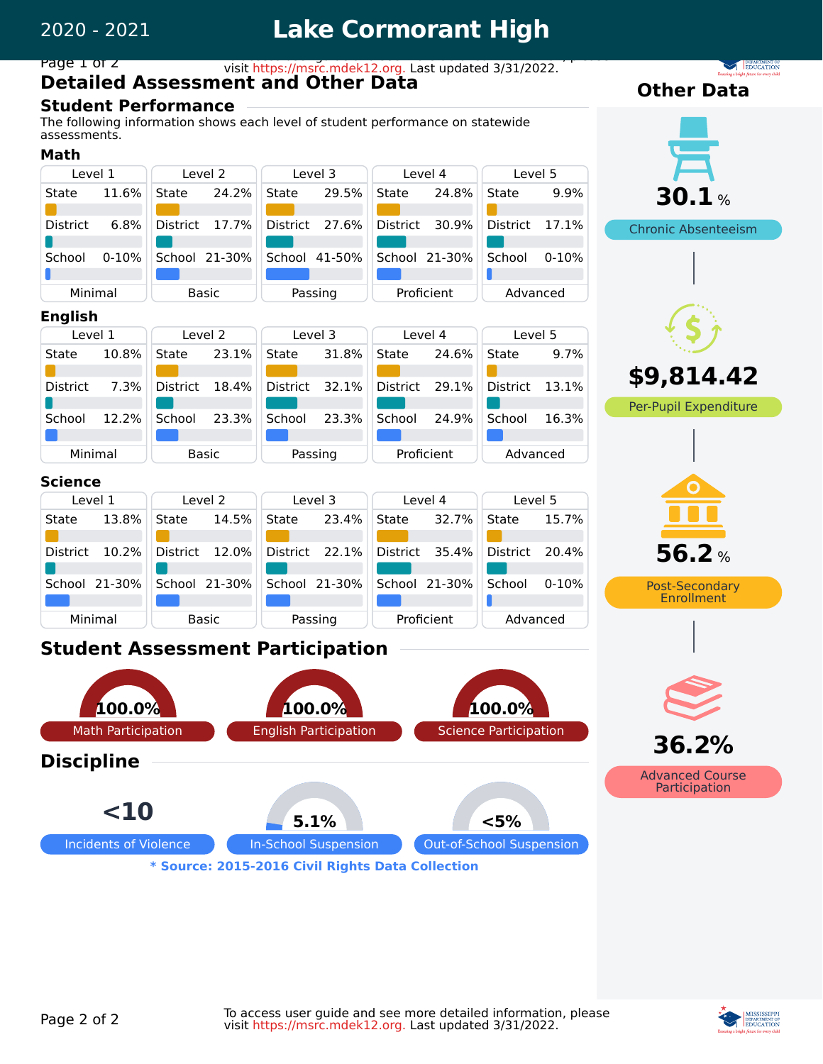# Lake Cormorant High

2020 - 2021

## Detailed Assessment and Other Data

### Student Performance

The following information shows each level of student performance on statewide assessments.

#### Math

| | Level 1 | Level 2 | Level 3 | Level 4 | Level 5 |
|---|---|---|---|---|---|
| State | 11.6% | 24.2% | 29.5% | 24.8% | 9.9% |
| District | 6.8% | 17.7% | 27.6% | 30.9% | 17.1% |
| School | 0-10% | 21-30% | 41-50% | 21-30% | 0-10% |
| | Minimal | Basic | Passing | Proficient | Advanced |

#### English

| | Level 1 | Level 2 | Level 3 | Level 4 | Level 5 |
|---|---|---|---|---|---|
| State | 10.8% | 23.1% | 31.8% | 24.6% | 9.7% |
| District | 7.3% | 18.4% | 32.1% | 29.1% | 13.1% |
| School | 12.2% | 23.3% | 23.3% | 24.9% | 16.3% |
| | Minimal | Basic | Passing | Proficient | Advanced |

#### Science

| | Level 1 | Level 2 | Level 3 | Level 4 | Level 5 |
|---|---|---|---|---|---|
| State | 13.8% | 14.5% | 23.4% | 32.7% | 15.7% |
| District | 10.2% | 12.0% | 22.1% | 35.4% | 20.4% |
| School | 21-30% | 21-30% | 21-30% | 21-30% | 0-10% |
| | Minimal | Basic | Passing | Proficient | Advanced |

### Student Assessment Participation

100.0%
Math Participation

100.0%
English Participation

100.0%
Science Participation

### Discipline

<10
Incidents of Violence

5.1%
In-School Suspension

<5%
Out-of-School Suspension

*** Source: 2015-2016 Civil Rights Data Collection**

## Other Data

30.1 %
Chronic Absenteeism

$9,814.42
Per-Pupil Expenditure

56.2 %
Post-Secondary Enrollment

36.2%
Advanced Course Participation

To access user guide and see more detailed information, please visit https://msrc.mdek12.org. Last updated 3/31/2022.